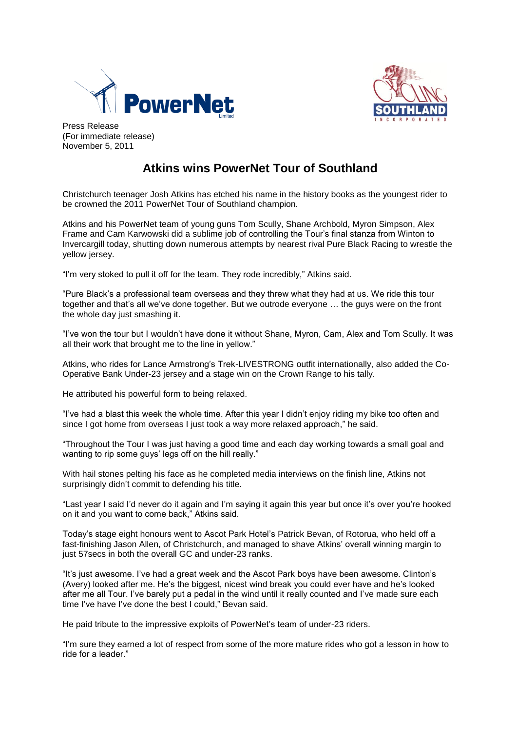Press Release
(For immediate release)
November 5, 2011

# Atkins wins PowerNet Tour of Southland

Christchurch teenager Josh Atkins has etched his name in the history books as the youngest rider to be crowned the 2011 PowerNet Tour of Southland champion.

Atkins and his PowerNet team of young guns Tom Scully, Shane Archbold, Myron Simpson, Alex Frame and Cam Karwowski did a sublime job of controlling the Tour's final stanza from Winton to Invercargill today, shutting down numerous attempts by nearest rival Pure Black Racing to wrestle the yellow jersey.

"I'm very stoked to pull it off for the team. They rode incredibly," Atkins said.

"Pure Black's a professional team overseas and they threw what they had at us. We ride this tour together and that's all we've done together. But we outrode everyone … the guys were on the front the whole day just smashing it.

"I've won the tour but I wouldn't have done it without Shane, Myron, Cam, Alex and Tom Scully. It was all their work that brought me to the line in yellow."

Atkins, who rides for Lance Armstrong's Trek-LIVESTRONG outfit internationally, also added the Co-Operative Bank Under-23 jersey and a stage win on the Crown Range to his tally.

He attributed his powerful form to being relaxed.

"I've had a blast this week the whole time. After this year I didn't enjoy riding my bike too often and since I got home from overseas I just took a way more relaxed approach," he said.

"Throughout the Tour I was just having a good time and each day working towards a small goal and wanting to rip some guys' legs off on the hill really."

With hail stones pelting his face as he completed media interviews on the finish line, Atkins not surprisingly didn't commit to defending his title.

"Last year I said I'd never do it again and I'm saying it again this year but once it's over you're hooked on it and you want to come back," Atkins said.

Today's stage eight honours went to Ascot Park Hotel's Patrick Bevan, of Rotorua, who held off a fast-finishing Jason Allen, of Christchurch, and managed to shave Atkins' overall winning margin to just 57secs in both the overall GC and under-23 ranks.

"It's just awesome. I've had a great week and the Ascot Park boys have been awesome. Clinton's (Avery) looked after me. He's the biggest, nicest wind break you could ever have and he's looked after me all Tour. I've barely put a pedal in the wind until it really counted and I've made sure each time I've have I've done the best I could," Bevan said.

He paid tribute to the impressive exploits of PowerNet's team of under-23 riders.

"I'm sure they earned a lot of respect from some of the more mature rides who got a lesson in how to ride for a leader."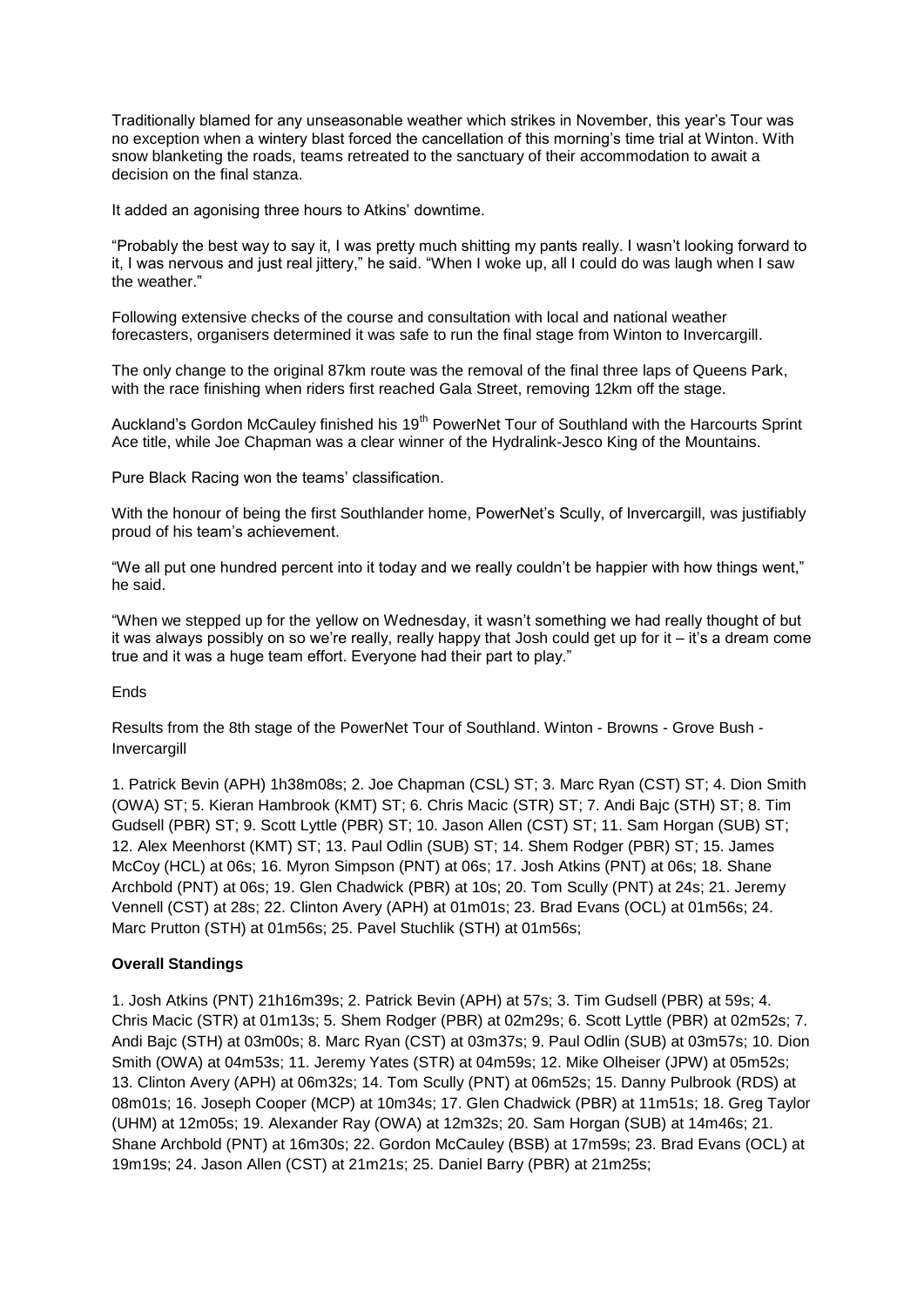Traditionally blamed for any unseasonable weather which strikes in November, this year's Tour was no exception when a wintery blast forced the cancellation of this morning's time trial at Winton. With snow blanketing the roads, teams retreated to the sanctuary of their accommodation to await a decision on the final stanza.

It added an agonising three hours to Atkins' downtime.

"Probably the best way to say it, I was pretty much shitting my pants really. I wasn't looking forward to it, I was nervous and just real jittery," he said. "When I woke up, all I could do was laugh when I saw the weather."

Following extensive checks of the course and consultation with local and national weather forecasters, organisers determined it was safe to run the final stage from Winton to Invercargill.

The only change to the original 87km route was the removal of the final three laps of Queens Park, with the race finishing when riders first reached Gala Street, removing 12km off the stage.

Auckland's Gordon McCauley finished his 19th PowerNet Tour of Southland with the Harcourts Sprint Ace title, while Joe Chapman was a clear winner of the Hydralink-Jesco King of the Mountains.

Pure Black Racing won the teams' classification.

With the honour of being the first Southlander home, PowerNet's Scully, of Invercargill, was justifiably proud of his team's achievement.

"We all put one hundred percent into it today and we really couldn't be happier with how things went," he said.

"When we stepped up for the yellow on Wednesday, it wasn't something we had really thought of but it was always possibly on so we're really, really happy that Josh could get up for it – it's a dream come true and it was a huge team effort. Everyone had their part to play."

Ends

Results from the 8th stage of the PowerNet Tour of Southland. Winton - Browns - Grove Bush - Invercargill

1. Patrick Bevin (APH) 1h38m08s; 2. Joe Chapman (CSL) ST; 3. Marc Ryan (CST) ST; 4. Dion Smith (OWA) ST; 5. Kieran Hambrook (KMT) ST; 6. Chris Macic (STR) ST; 7. Andi Bajc (STH) ST; 8. Tim Gudsell (PBR) ST; 9. Scott Lyttle (PBR) ST; 10. Jason Allen (CST) ST; 11. Sam Horgan (SUB) ST; 12. Alex Meenhorst (KMT) ST; 13. Paul Odlin (SUB) ST; 14. Shem Rodger (PBR) ST; 15. James McCoy (HCL) at 06s; 16. Myron Simpson (PNT) at 06s; 17. Josh Atkins (PNT) at 06s; 18. Shane Archbold (PNT) at 06s; 19. Glen Chadwick (PBR) at 10s; 20. Tom Scully (PNT) at 24s; 21. Jeremy Vennell (CST) at 28s; 22. Clinton Avery (APH) at 01m01s; 23. Brad Evans (OCL) at 01m56s; 24. Marc Prutton (STH) at 01m56s; 25. Pavel Stuchlik (STH) at 01m56s;

**Overall Standings**

1. Josh Atkins (PNT) 21h16m39s; 2. Patrick Bevin (APH) at 57s; 3. Tim Gudsell (PBR) at 59s; 4. Chris Macic (STR) at 01m13s; 5. Shem Rodger (PBR) at 02m29s; 6. Scott Lyttle (PBR) at 02m52s; 7. Andi Bajc (STH) at 03m00s; 8. Marc Ryan (CST) at 03m37s; 9. Paul Odlin (SUB) at 03m57s; 10. Dion Smith (OWA) at 04m53s; 11. Jeremy Yates (STR) at 04m59s; 12. Mike Olheiser (JPW) at 05m52s; 13. Clinton Avery (APH) at 06m32s; 14. Tom Scully (PNT) at 06m52s; 15. Danny Pulbrook (RDS) at 08m01s; 16. Joseph Cooper (MCP) at 10m34s; 17. Glen Chadwick (PBR) at 11m51s; 18. Greg Taylor (UHM) at 12m05s; 19. Alexander Ray (OWA) at 12m32s; 20. Sam Horgan (SUB) at 14m46s; 21. Shane Archbold (PNT) at 16m30s; 22. Gordon McCauley (BSB) at 17m59s; 23. Brad Evans (OCL) at 19m19s; 24. Jason Allen (CST) at 21m21s; 25. Daniel Barry (PBR) at 21m25s;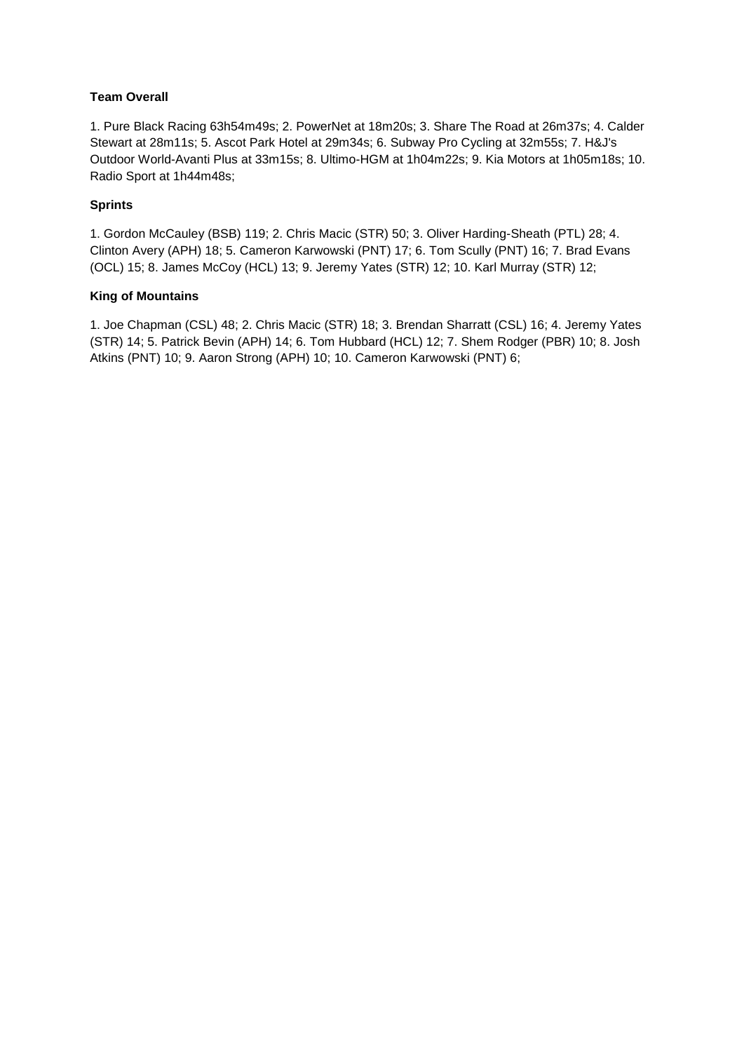**Team Overall**

1. Pure Black Racing 63h54m49s; 2. PowerNet at 18m20s; 3. Share The Road at 26m37s; 4. Calder Stewart at 28m11s; 5. Ascot Park Hotel at 29m34s; 6. Subway Pro Cycling at 32m55s; 7. H&J's Outdoor World-Avanti Plus at 33m15s; 8. Ultimo-HGM at 1h04m22s; 9. Kia Motors at 1h05m18s; 10. Radio Sport at 1h44m48s;

**Sprints**

1. Gordon McCauley (BSB) 119; 2. Chris Macic (STR) 50; 3. Oliver Harding-Sheath (PTL) 28; 4. Clinton Avery (APH) 18; 5. Cameron Karwowski (PNT) 17; 6. Tom Scully (PNT) 16; 7. Brad Evans (OCL) 15; 8. James McCoy (HCL) 13; 9. Jeremy Yates (STR) 12; 10. Karl Murray (STR) 12;

**King of Mountains**

1. Joe Chapman (CSL) 48; 2. Chris Macic (STR) 18; 3. Brendan Sharratt (CSL) 16; 4. Jeremy Yates (STR) 14; 5. Patrick Bevin (APH) 14; 6. Tom Hubbard (HCL) 12; 7. Shem Rodger (PBR) 10; 8. Josh Atkins (PNT) 10; 9. Aaron Strong (APH) 10; 10. Cameron Karwowski (PNT) 6;